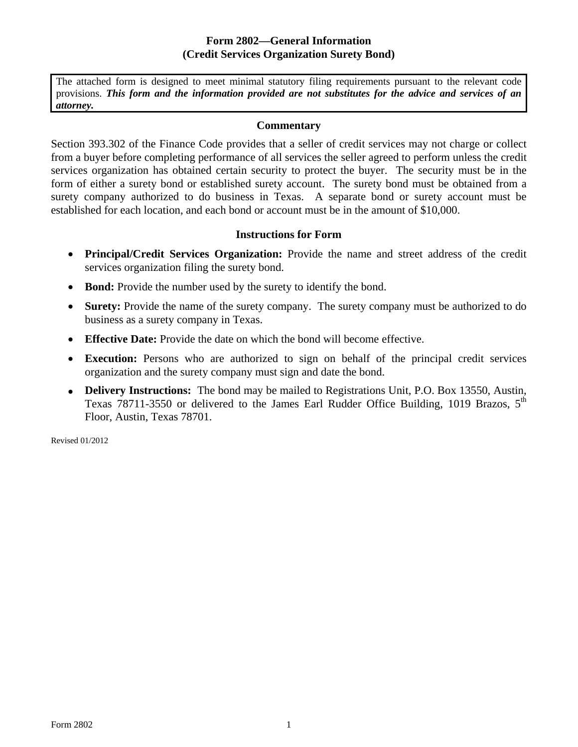# Form 2802—General Information
## (Credit Services Organization Surety Bond)

The attached form is designed to meet minimal statutory filing requirements pursuant to the relevant code provisions. ***This form and the information provided are not substitutes for the advice and services of an attorney.***

### Commentary

Section 393.302 of the Finance Code provides that a seller of credit services may not charge or collect from a buyer before completing performance of all services the seller agreed to perform unless the credit services organization has obtained certain security to protect the buyer. The security must be in the form of either a surety bond or established surety account. The surety bond must be obtained from a surety company authorized to do business in Texas. A separate bond or surety account must be established for each location, and each bond or account must be in the amount of $10,000.

### Instructions for Form

- **Principal/Credit Services Organization:** Provide the name and street address of the credit services organization filing the surety bond.
- **Bond:** Provide the number used by the surety to identify the bond.
- **Surety:** Provide the name of the surety company. The surety company must be authorized to do business as a surety company in Texas.
- **Effective Date:** Provide the date on which the bond will become effective.
- **Execution:** Persons who are authorized to sign on behalf of the principal credit services organization and the surety company must sign and date the bond.
- **Delivery Instructions:** The bond may be mailed to Registrations Unit, P.O. Box 13550, Austin, Texas 78711-3550 or delivered to the James Earl Rudder Office Building, 1019 Brazos, 5th Floor, Austin, Texas 78701.

Revised 01/2012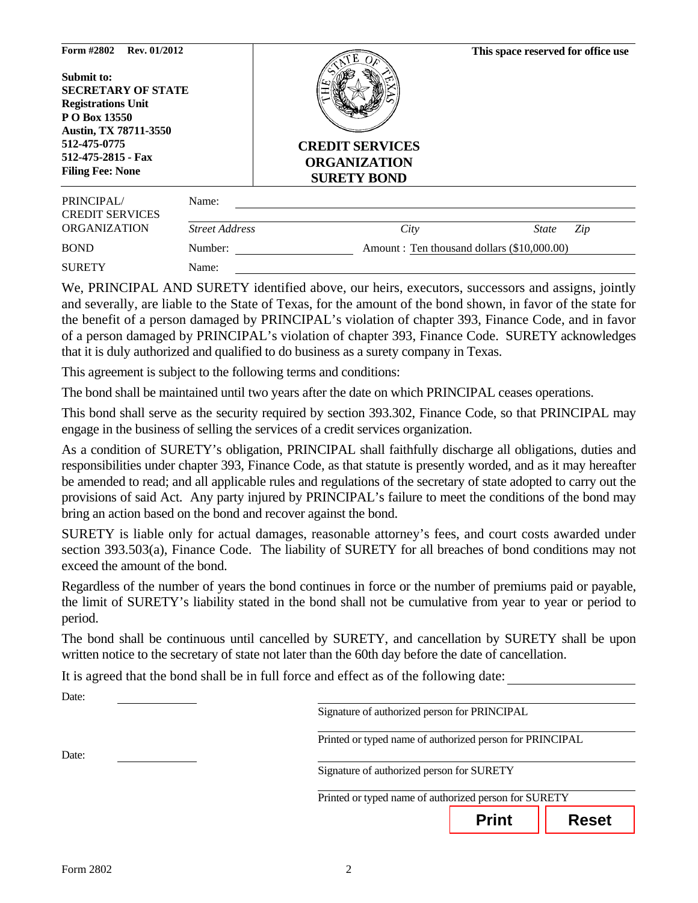Form #2802 Rev. 01/2012

**Submit to:**
**SECRETARY OF STATE**
**Registrations Unit**
**P O Box 13550**
**Austin, TX 78711-3550**
**512-475-0775**
**512-475-2815 - Fax**
**Filing Fee: None**

**This space reserved for office use**

# CREDIT SERVICES ORGANIZATION SURETY BOND

| | | | | |
|---|---|---|---|---|
| PRINCIPAL/ CREDIT SERVICES ORGANIZATION | Name: | | | |
| | *Street Address* | *City* | *State* | *Zip* |
| BOND | Number: | Amount : Ten thousand dollars ($10,000.00) | | |
| SURETY | Name: | | | |

We, PRINCIPAL AND SURETY identified above, our heirs, executors, successors and assigns, jointly and severally, are liable to the State of Texas, for the amount of the bond shown, in favor of the state for the benefit of a person damaged by PRINCIPAL's violation of chapter 393, Finance Code, and in favor of a person damaged by PRINCIPAL's violation of chapter 393, Finance Code. SURETY acknowledges that it is duly authorized and qualified to do business as a surety company in Texas.

This agreement is subject to the following terms and conditions:

The bond shall be maintained until two years after the date on which PRINCIPAL ceases operations.

This bond shall serve as the security required by section 393.302, Finance Code, so that PRINCIPAL may engage in the business of selling the services of a credit services organization.

As a condition of SURETY's obligation, PRINCIPAL shall faithfully discharge all obligations, duties and responsibilities under chapter 393, Finance Code, as that statute is presently worded, and as it may hereafter be amended to read; and all applicable rules and regulations of the secretary of state adopted to carry out the provisions of said Act. Any party injured by PRINCIPAL's failure to meet the conditions of the bond may bring an action based on the bond and recover against the bond.

SURETY is liable only for actual damages, reasonable attorney's fees, and court costs awarded under section 393.503(a), Finance Code. The liability of SURETY for all breaches of bond conditions may not exceed the amount of the bond.

Regardless of the number of years the bond continues in force or the number of premiums paid or payable, the limit of SURETY's liability stated in the bond shall not be cumulative from year to year or period to period.

The bond shall be continuous until cancelled by SURETY, and cancellation by SURETY shall be upon written notice to the secretary of state not later than the 60th day before the date of cancellation.

It is agreed that the bond shall be in full force and effect as of the following date: ____________

Date: ____________

______________________________
Signature of authorized person for PRINCIPAL

______________________________
Printed or typed name of authorized person for PRINCIPAL

Date: ____________

______________________________
Signature of authorized person for SURETY

______________________________
Printed or typed name of authorized person for SURETY

Print | Reset